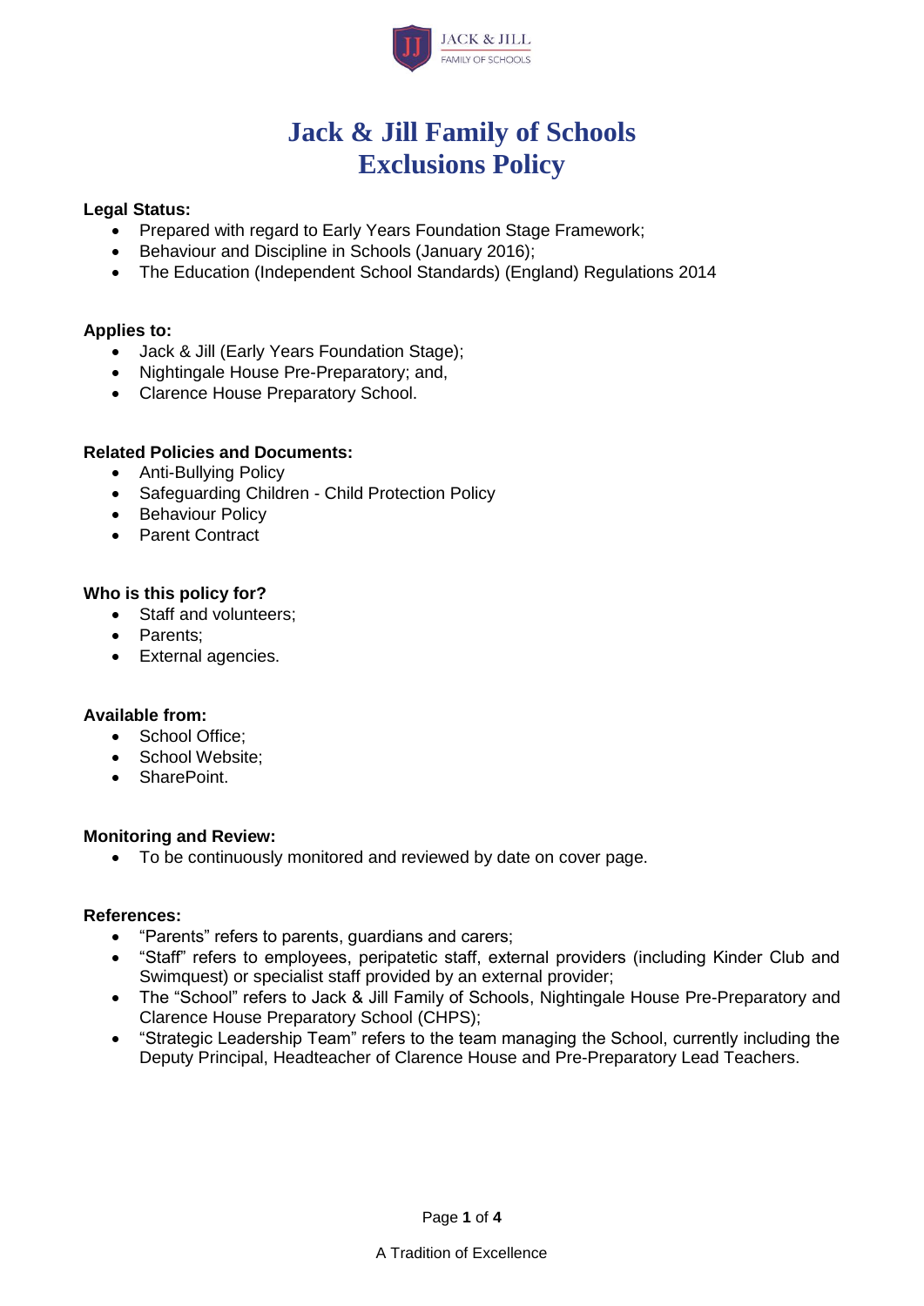# Jack & Jill Family of Schools
# Exclusions Policy

**Legal Status:**

- Prepared with regard to Early Years Foundation Stage Framework;
- Behaviour and Discipline in Schools (January 2016);
- The Education (Independent School Standards) (England) Regulations 2014

**Applies to:**

- Jack & Jill (Early Years Foundation Stage);
- Nightingale House Pre-Preparatory; and,
- Clarence House Preparatory School.

**Related Policies and Documents:**

- Anti-Bullying Policy
- Safeguarding Children - Child Protection Policy
- Behaviour Policy
- Parent Contract

**Who is this policy for?**

- Staff and volunteers;
- Parents;
- External agencies.

**Available from:**

- School Office;
- School Website;
- SharePoint.

**Monitoring and Review:**

- To be continuously monitored and reviewed by date on cover page.

**References:**

- "Parents" refers to parents, guardians and carers;
- "Staff" refers to employees, peripatetic staff, external providers (including Kinder Club and Swimquest) or specialist staff provided by an external provider;
- The "School" refers to Jack & Jill Family of Schools, Nightingale House Pre-Preparatory and Clarence House Preparatory School (CHPS);
- "Strategic Leadership Team" refers to the team managing the School, currently including the Deputy Principal, Headteacher of Clarence House and Pre-Preparatory Lead Teachers.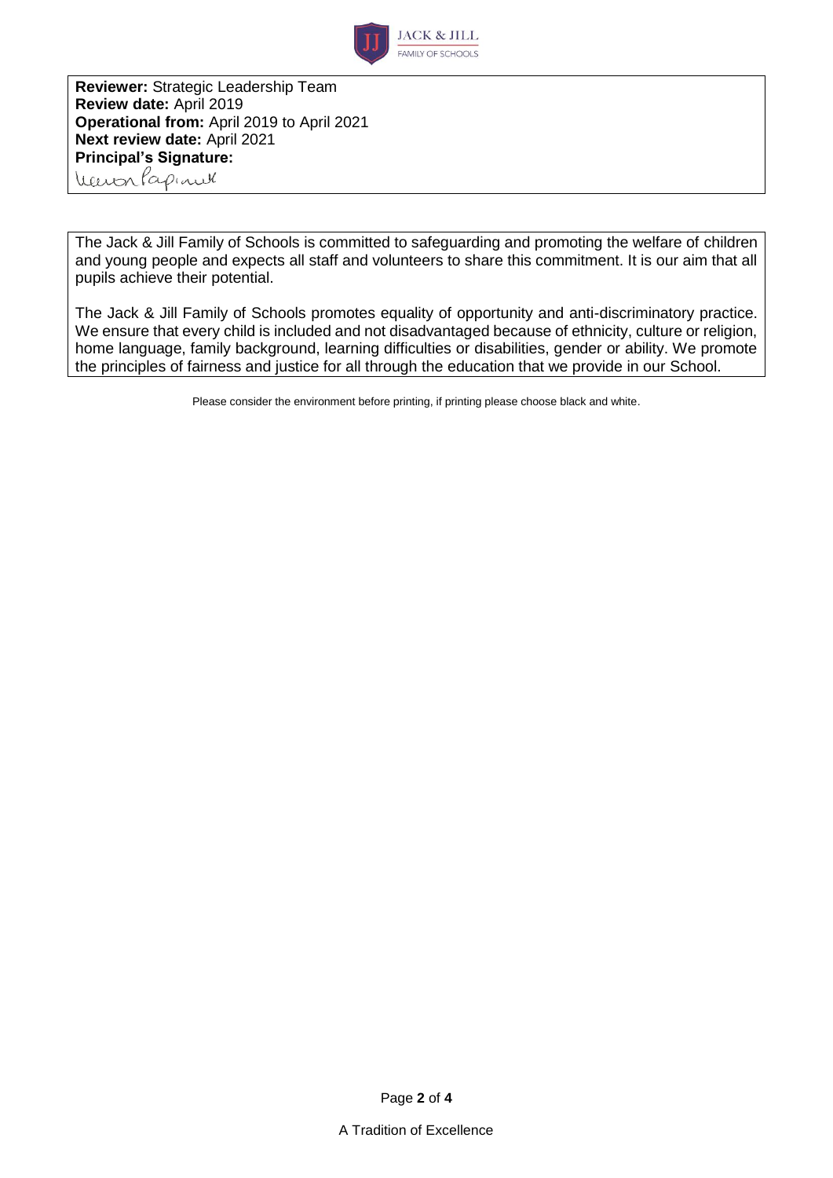**Reviewer:** Strategic Leadership Team
**Review date:** April 2019
**Operational from:** April 2019 to April 2021
**Next review date:** April 2021
**Principal's Signature:**

The Jack & Jill Family of Schools is committed to safeguarding and promoting the welfare of children and young people and expects all staff and volunteers to share this commitment. It is our aim that all pupils achieve their potential.

The Jack & Jill Family of Schools promotes equality of opportunity and anti-discriminatory practice. We ensure that every child is included and not disadvantaged because of ethnicity, culture or religion, home language, family background, learning difficulties or disabilities, gender or ability. We promote the principles of fairness and justice for all through the education that we provide in our School.

Please consider the environment before printing, if printing please choose black and white.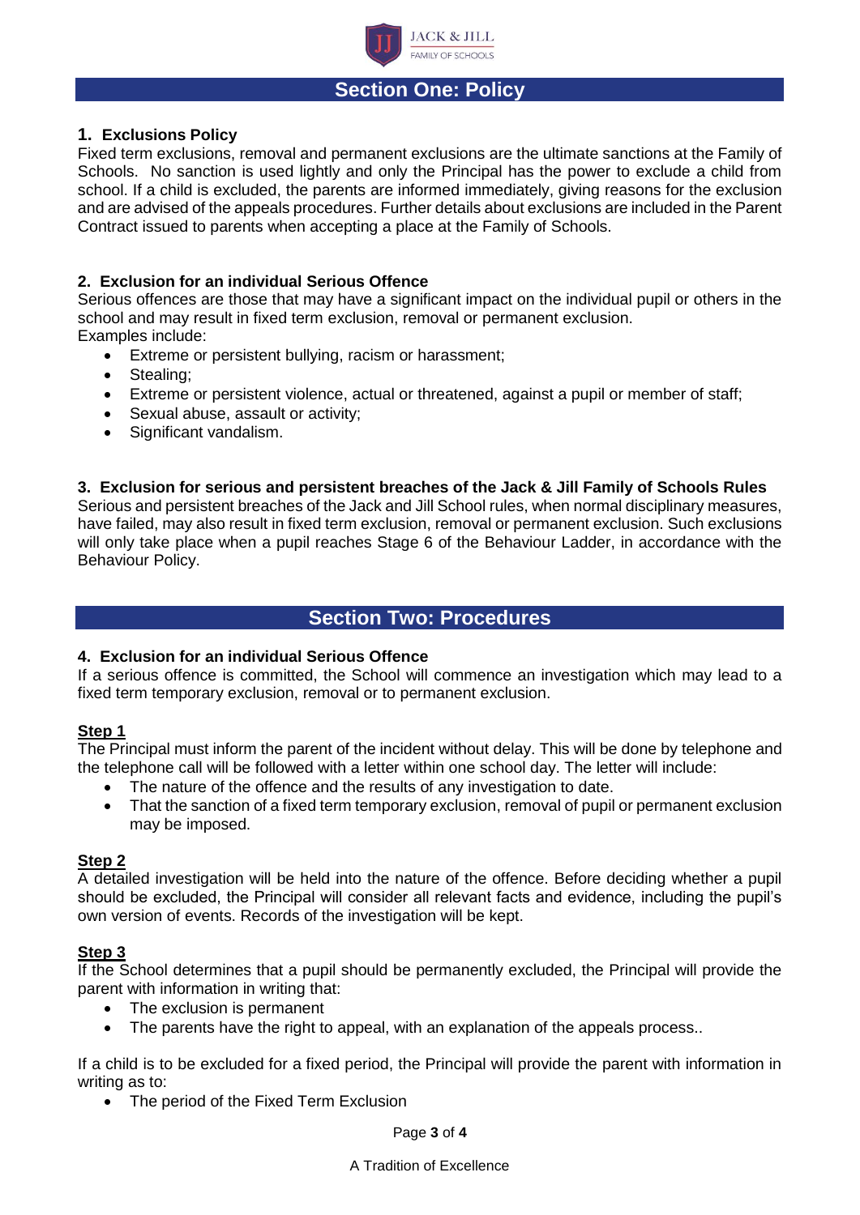## Section One: Policy

### 1. Exclusions Policy

Fixed term exclusions, removal and permanent exclusions are the ultimate sanctions at the Family of Schools. No sanction is used lightly and only the Principal has the power to exclude a child from school. If a child is excluded, the parents are informed immediately, giving reasons for the exclusion and are advised of the appeals procedures. Further details about exclusions are included in the Parent Contract issued to parents when accepting a place at the Family of Schools.

### 2. Exclusion for an individual Serious Offence

Serious offences are those that may have a significant impact on the individual pupil or others in the school and may result in fixed term exclusion, removal or permanent exclusion.
Examples include:

- Extreme or persistent bullying, racism or harassment;
- Stealing;
- Extreme or persistent violence, actual or threatened, against a pupil or member of staff;
- Sexual abuse, assault or activity;
- Significant vandalism.

### 3. Exclusion for serious and persistent breaches of the Jack & Jill Family of Schools Rules

Serious and persistent breaches of the Jack and Jill School rules, when normal disciplinary measures, have failed, may also result in fixed term exclusion, removal or permanent exclusion. Such exclusions will only take place when a pupil reaches Stage 6 of the Behaviour Ladder, in accordance with the Behaviour Policy.

## Section Two: Procedures

### 4. Exclusion for an individual Serious Offence

If a serious offence is committed, the School will commence an investigation which may lead to a fixed term temporary exclusion, removal or to permanent exclusion.

**Step 1**

The Principal must inform the parent of the incident without delay. This will be done by telephone and the telephone call will be followed with a letter within one school day. The letter will include:

- The nature of the offence and the results of any investigation to date.
- That the sanction of a fixed term temporary exclusion, removal of pupil or permanent exclusion may be imposed.

**Step 2**

A detailed investigation will be held into the nature of the offence. Before deciding whether a pupil should be excluded, the Principal will consider all relevant facts and evidence, including the pupil's own version of events. Records of the investigation will be kept.

**Step 3**

If the School determines that a pupil should be permanently excluded, the Principal will provide the parent with information in writing that:

- The exclusion is permanent
- The parents have the right to appeal, with an explanation of the appeals process..

If a child is to be excluded for a fixed period, the Principal will provide the parent with information in writing as to:

- The period of the Fixed Term Exclusion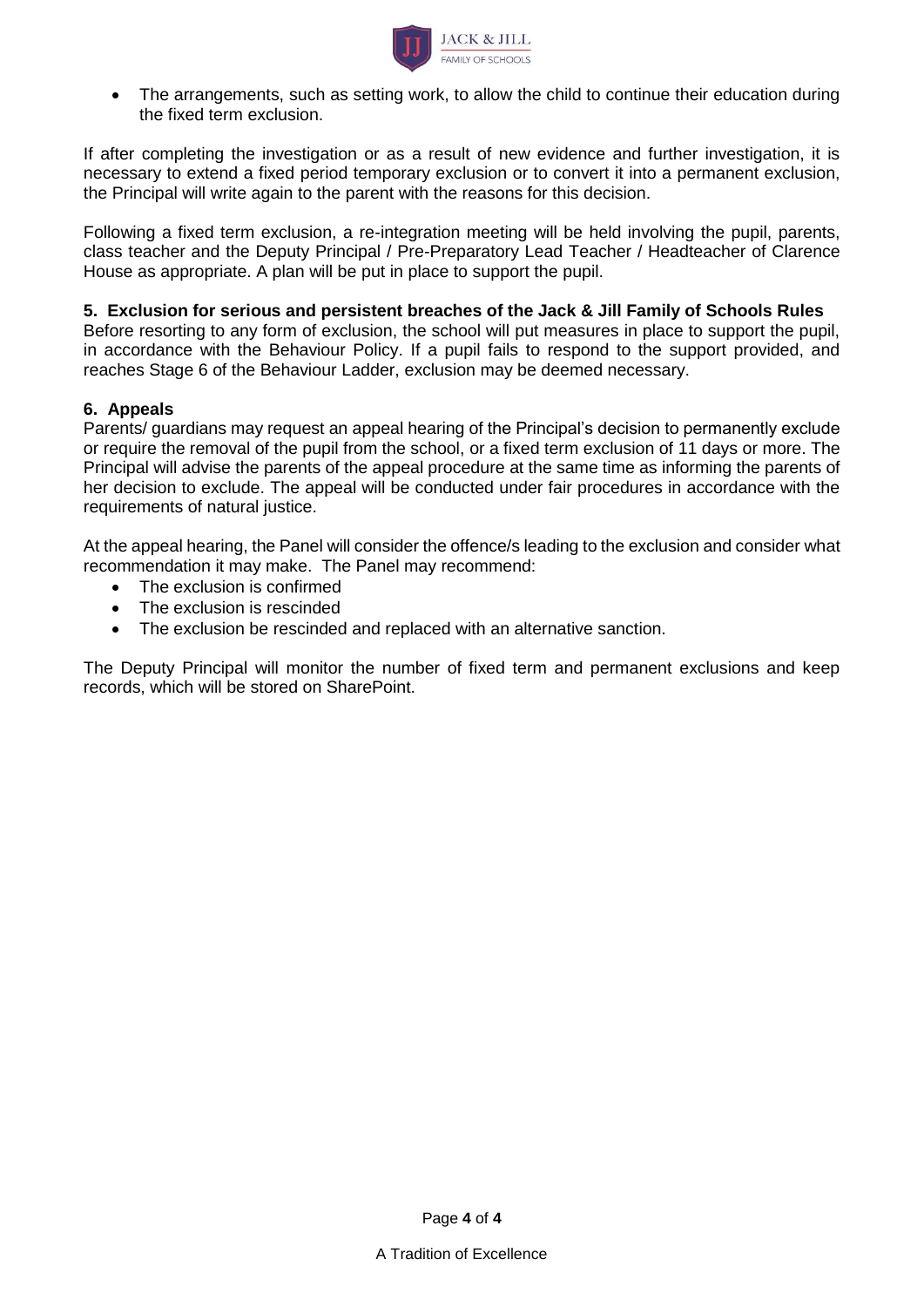- The arrangements, such as setting work, to allow the child to continue their education during the fixed term exclusion.

If after completing the investigation or as a result of new evidence and further investigation, it is necessary to extend a fixed period temporary exclusion or to convert it into a permanent exclusion, the Principal will write again to the parent with the reasons for this decision.

Following a fixed term exclusion, a re-integration meeting will be held involving the pupil, parents, class teacher and the Deputy Principal / Pre-Preparatory Lead Teacher / Headteacher of Clarence House as appropriate. A plan will be put in place to support the pupil.

## 5. Exclusion for serious and persistent breaches of the Jack & Jill Family of Schools Rules

Before resorting to any form of exclusion, the school will put measures in place to support the pupil, in accordance with the Behaviour Policy. If a pupil fails to respond to the support provided, and reaches Stage 6 of the Behaviour Ladder, exclusion may be deemed necessary.

## 6. Appeals

Parents/ guardians may request an appeal hearing of the Principal's decision to permanently exclude or require the removal of the pupil from the school, or a fixed term exclusion of 11 days or more. The Principal will advise the parents of the appeal procedure at the same time as informing the parents of her decision to exclude. The appeal will be conducted under fair procedures in accordance with the requirements of natural justice.

At the appeal hearing, the Panel will consider the offence/s leading to the exclusion and consider what recommendation it may make. The Panel may recommend:

- The exclusion is confirmed
- The exclusion is rescinded
- The exclusion be rescinded and replaced with an alternative sanction.

The Deputy Principal will monitor the number of fixed term and permanent exclusions and keep records, which will be stored on SharePoint.